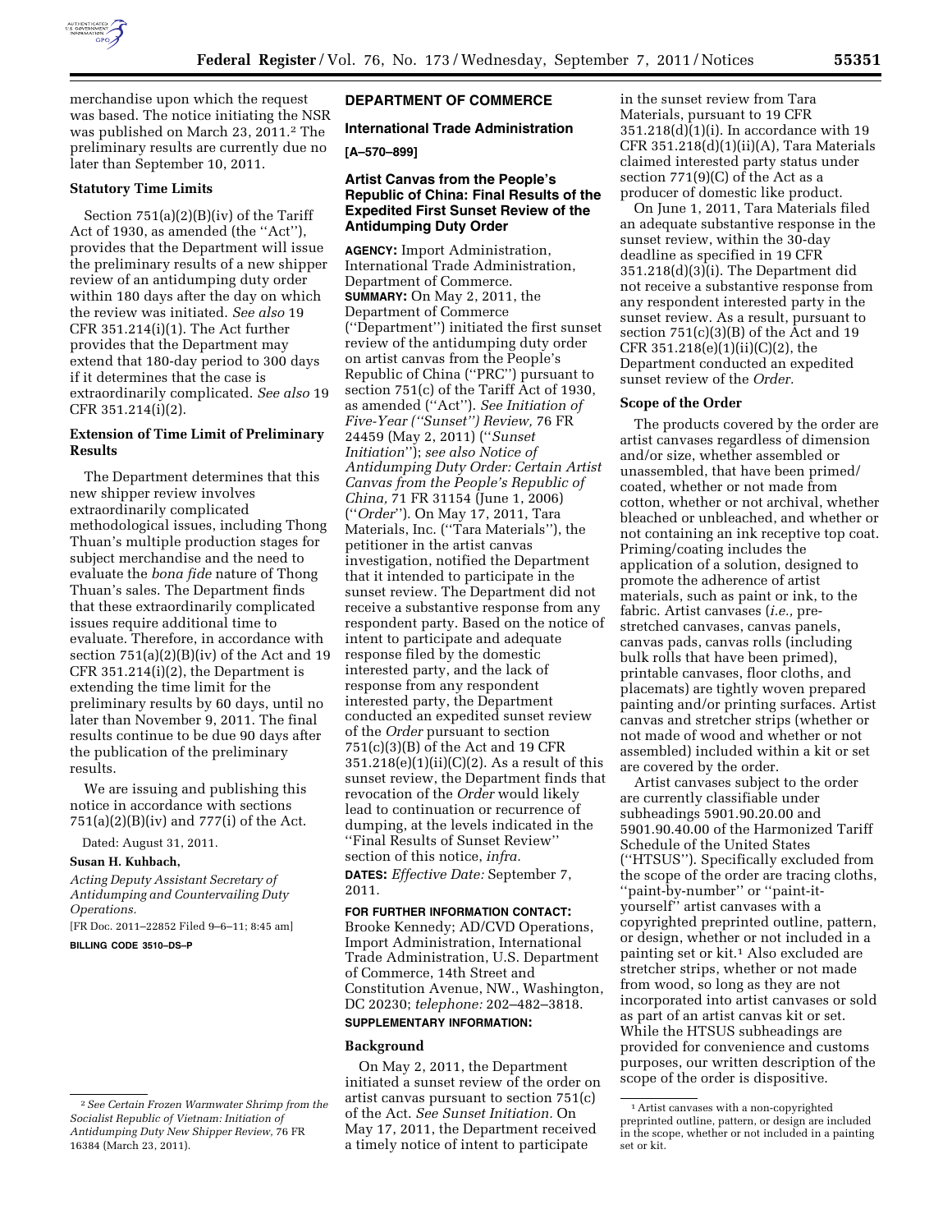merchandise upon which the request was based. The notice initiating the NSR was published on March 23, 2011.[2] The preliminary results are currently due no later than September 10, 2011.

## Statutory Time Limits

Section 751(a)(2)(B)(iv) of the Tariff Act of 1930, as amended (the ''Act''), provides that the Department will issue the preliminary results of a new shipper review of an antidumping duty order within 180 days after the day on which the review was initiated. *See also* 19 CFR 351.214(i)(1). The Act further provides that the Department may extend that 180-day period to 300 days if it determines that the case is extraordinarily complicated. *See also* 19 CFR 351.214(i)(2).

## Extension of Time Limit of Preliminary Results

The Department determines that this new shipper review involves extraordinarily complicated methodological issues, including Thong Thuan's multiple production stages for subject merchandise and the need to evaluate the *bona fide* nature of Thong Thuan's sales. The Department finds that these extraordinarily complicated issues require additional time to evaluate. Therefore, in accordance with section 751(a)(2)(B)(iv) of the Act and 19 CFR 351.214(i)(2), the Department is extending the time limit for the preliminary results by 60 days, until no later than November 9, 2011. The final results continue to be due 90 days after the publication of the preliminary results.

We are issuing and publishing this notice in accordance with sections 751(a)(2)(B)(iv) and 777(i) of the Act.

Dated: August 31, 2011.

**Susan H. Kuhbach,**

*Acting Deputy Assistant Secretary of Antidumping and Countervailing Duty Operations.*

[FR Doc. 2011–22852 Filed 9–6–11; 8:45 am]

**BILLING CODE 3510–DS–P**

[2] *See Certain Frozen Warmwater Shrimp from the Socialist Republic of Vietnam: Initiation of Antidumping Duty New Shipper Review,* 76 FR 16384 (March 23, 2011).

# DEPARTMENT OF COMMERCE

## International Trade Administration

**[A–570–899]**

## Artist Canvas from the People's Republic of China: Final Results of the Expedited First Sunset Review of the Antidumping Duty Order

**AGENCY:** Import Administration, International Trade Administration, Department of Commerce.

**SUMMARY:** On May 2, 2011, the Department of Commerce (''Department'') initiated the first sunset review of the antidumping duty order on artist canvas from the People's Republic of China (''PRC'') pursuant to section 751(c) of the Tariff Act of 1930, as amended (''Act''). *See Initiation of Five-Year (''Sunset'') Review,* 76 FR 24459 (May 2, 2011) (''*Sunset Initiation*''); *see also Notice of Antidumping Duty Order: Certain Artist Canvas from the People's Republic of China,* 71 FR 31154 (June 1, 2006) (''*Order*''). On May 17, 2011, Tara Materials, Inc. (''Tara Materials''), the petitioner in the artist canvas investigation, notified the Department that it intended to participate in the sunset review. The Department did not receive a substantive response from any respondent party. Based on the notice of intent to participate and adequate response filed by the domestic interested party, and the lack of response from any respondent interested party, the Department conducted an expedited sunset review of the *Order* pursuant to section 751(c)(3)(B) of the Act and 19 CFR 351.218(e)(1)(ii)(C)(2). As a result of this sunset review, the Department finds that revocation of the *Order* would likely lead to continuation or recurrence of dumping, at the levels indicated in the ''Final Results of Sunset Review'' section of this notice, *infra.*

**DATES:** *Effective Date:* September 7, 2011.

**FOR FURTHER INFORMATION CONTACT:** Brooke Kennedy; AD/CVD Operations, Import Administration, International Trade Administration, U.S. Department of Commerce, 14th Street and Constitution Avenue, NW., Washington, DC 20230; *telephone:* 202–482–3818.

**SUPPLEMENTARY INFORMATION:**

### Background

On May 2, 2011, the Department initiated a sunset review of the order on artist canvas pursuant to section 751(c) of the Act. *See Sunset Initiation.* On May 17, 2011, the Department received a timely notice of intent to participate in the sunset review from Tara Materials, pursuant to 19 CFR 351.218(d)(1)(i). In accordance with 19 CFR 351.218(d)(1)(ii)(A), Tara Materials claimed interested party status under section 771(9)(C) of the Act as a producer of domestic like product.

On June 1, 2011, Tara Materials filed an adequate substantive response in the sunset review, within the 30-day deadline as specified in 19 CFR 351.218(d)(3)(i). The Department did not receive a substantive response from any respondent interested party in the sunset review. As a result, pursuant to section 751(c)(3)(B) of the Act and 19 CFR 351.218(e)(1)(ii)(C)(2), the Department conducted an expedited sunset review of the *Order.*

### Scope of the Order

The products covered by the order are artist canvases regardless of dimension and/or size, whether assembled or unassembled, that have been primed/coated, whether or not made from cotton, whether or not archival, whether bleached or unbleached, and whether or not containing an ink receptive top coat. Priming/coating includes the application of a solution, designed to promote the adherence of artist materials, such as paint or ink, to the fabric. Artist canvases (*i.e.,* pre-stretched canvases, canvas panels, canvas pads, canvas rolls (including bulk rolls that have been primed), printable canvases, floor cloths, and placemats) are tightly woven prepared painting and/or printing surfaces. Artist canvas and stretcher strips (whether or not made of wood and whether or not assembled) included within a kit or set are covered by the order.

Artist canvases subject to the order are currently classifiable under subheadings 5901.90.20.00 and 5901.90.40.00 of the Harmonized Tariff Schedule of the United States (''HTSUS''). Specifically excluded from the scope of the order are tracing cloths, ''paint-by-number'' or ''paint-it-yourself'' artist canvases with a copyrighted preprinted outline, pattern, or design, whether or not included in a painting set or kit.[1] Also excluded are stretcher strips, whether or not made from wood, so long as they are not incorporated into artist canvases or sold as part of an artist canvas kit or set. While the HTSUS subheadings are provided for convenience and customs purposes, our written description of the scope of the order is dispositive.

[1] Artist canvases with a non-copyrighted preprinted outline, pattern, or design are included in the scope, whether or not included in a painting set or kit.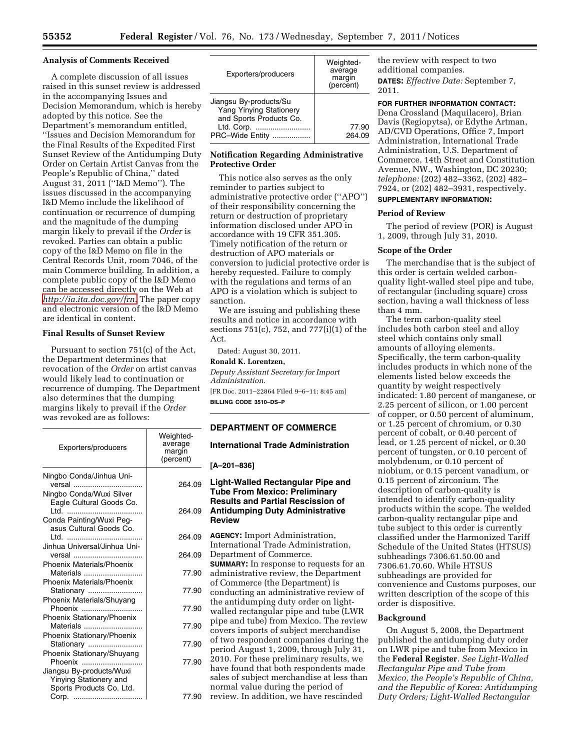**Analysis of Comments Received**

A complete discussion of all issues raised in this sunset review is addressed in the accompanying Issues and Decision Memorandum, which is hereby adopted by this notice. See the Department's memorandum entitled, ''Issues and Decision Memorandum for the Final Results of the Expedited First Sunset Review of the Antidumping Duty Order on Certain Artist Canvas from the People's Republic of China,'' dated August 31, 2011 (''I&D Memo''). The issues discussed in the accompanying I&D Memo include the likelihood of continuation or recurrence of dumping and the magnitude of the dumping margin likely to prevail if the *Order* is revoked. Parties can obtain a public copy of the I&D Memo on file in the Central Records Unit, room 7046, of the main Commerce building. In addition, a complete public copy of the I&D Memo can be accessed directly on the Web at *http://ia.ita.doc.gov/frn*. The paper copy and electronic version of the I&D Memo are identical in content.

**Final Results of Sunset Review**

Pursuant to section 751(c) of the Act, the Department determines that revocation of the *Order* on artist canvas would likely lead to continuation or recurrence of dumping. The Department also determines that the dumping margins likely to prevail if the *Order* was revoked are as follows:

| Exporters/producers | Weighted-average margin (percent) |
| --- | --- |
| Ningbo Conda/Jinhua Universal | 264.09 |
| Ningbo Conda/Wuxi Silver Eagle Cultural Goods Co. Ltd. | 264.09 |
| Conda Painting/Wuxi Pegasus Cultural Goods Co. Ltd. | 264.09 |
| Jinhua Universal/Jinhua Universal | 264.09 |
| Phoenix Materials/Phoenix Materials | 77.90 |
| Phoenix Materials/Phoenix Stationary | 77.90 |
| Phoenix Materials/Shuyang Phoenix | 77.90 |
| Phoenix Stationary/Phoenix Materials | 77.90 |
| Phoenix Stationary/Phoenix Stationary | 77.90 |
| Phoenix Stationary/Shuyang Phoenix | 77.90 |
| Jiangsu By-products/Wuxi Yinying Stationery and Sports Products Co. Ltd. Corp. | 77.90 |
| Jiangsu By-products/Su Yang Yinying Stationery and Sports Products Co. Ltd. Corp. | 77.90 |
| PRC–Wide Entity | 264.09 |

**Notification Regarding Administrative Protective Order**

This notice also serves as the only reminder to parties subject to administrative protective order (''APO'') of their responsibility concerning the return or destruction of proprietary information disclosed under APO in accordance with 19 CFR 351.305. Timely notification of the return or destruction of APO materials or conversion to judicial protective order is hereby requested. Failure to comply with the regulations and terms of an APO is a violation which is subject to sanction.

We are issuing and publishing these results and notice in accordance with sections 751(c), 752, and 777(i)(1) of the Act.

Dated: August 30, 2011.

**Ronald K. Lorentzen,**

*Deputy Assistant Secretary for Import Administration.*

[FR Doc. 2011–22864 Filed 9–6–11; 8:45 am]

**BILLING CODE 3510–DS–P**

## DEPARTMENT OF COMMERCE

### International Trade Administration

**[A–201–836]**

### Light-Walled Rectangular Pipe and Tube From Mexico: Preliminary Results and Partial Rescission of Antidumping Duty Administrative Review

**AGENCY:** Import Administration, International Trade Administration, Department of Commerce.

**SUMMARY:** In response to requests for an administrative review, the Department of Commerce (the Department) is conducting an administrative review of the antidumping duty order on light-walled rectangular pipe and tube (LWR pipe and tube) from Mexico. The review covers imports of subject merchandise of two respondent companies during the period August 1, 2009, through July 31, 2010. For these preliminary results, we have found that both respondents made sales of subject merchandise at less than normal value during the period of review. In addition, we have rescinded the review with respect to two additional companies.

**DATES:** *Effective Date:* September 7, 2011.

**FOR FURTHER INFORMATION CONTACT:** Dena Crossland (Maquilacero), Brian Davis (Regiopytsa), or Edythe Artman, AD/CVD Operations, Office 7, Import Administration, International Trade Administration, U.S. Department of Commerce, 14th Street and Constitution Avenue, NW., Washington, DC 20230; *telephone:* (202) 482–3362, (202) 482–7924, or (202) 482–3931, respectively.

**SUPPLEMENTARY INFORMATION:**

**Period of Review**

The period of review (POR) is August 1, 2009, through July 31, 2010.

**Scope of the Order**

The merchandise that is the subject of this order is certain welded carbon-quality light-walled steel pipe and tube, of rectangular (including square) cross section, having a wall thickness of less than 4 mm.

The term carbon-quality steel includes both carbon steel and alloy steel which contains only small amounts of alloying elements. Specifically, the term carbon-quality includes products in which none of the elements listed below exceeds the quantity by weight respectively indicated: 1.80 percent of manganese, or 2.25 percent of silicon, or 1.00 percent of copper, or 0.50 percent of aluminum, or 1.25 percent of chromium, or 0.30 percent of cobalt, or 0.40 percent of lead, or 1.25 percent of nickel, or 0.30 percent of tungsten, or 0.10 percent of molybdenum, or 0.10 percent of niobium, or 0.15 percent vanadium, or 0.15 percent of zirconium. The description of carbon-quality is intended to identify carbon-quality products within the scope. The welded carbon-quality rectangular pipe and tube subject to this order is currently classified under the Harmonized Tariff Schedule of the United States (HTSUS) subheadings 7306.61.50.00 and 7306.61.70.60. While HTSUS subheadings are provided for convenience and Customs purposes, our written description of the scope of this order is dispositive.

**Background**

On August 5, 2008, the Department published the antidumping duty order on LWR pipe and tube from Mexico in the **Federal Register**. *See Light-Walled Rectangular Pipe and Tube from Mexico, the People's Republic of China, and the Republic of Korea: Antidumping Duty Orders; Light-Walled Rectangular*